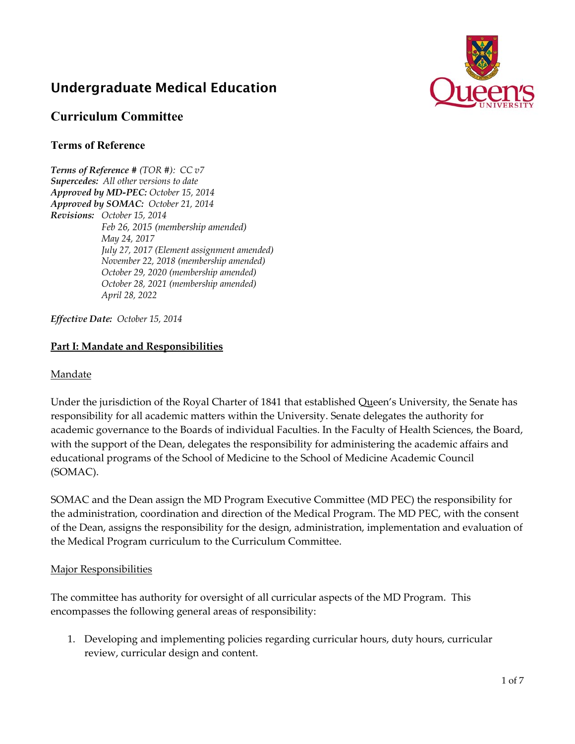# Undergraduate Medical Education

## Curriculum Committee

### Terms of Reference

***Terms of Reference #** (TOR #): CC v7*
***Supercedes:** All other versions to date*
***Approved by MD-PEC:** October 15, 2014*
***Approved by SOMAC:** October 21, 2014*
***Revisions:** October 15, 2014*
*Feb 26, 2015 (membership amended)*
*May 24, 2017*
*July 27, 2017 (Element assignment amended)*
*November 22, 2018 (membership amended)*
*October 29, 2020 (membership amended)*
*October 28, 2021 (membership amended)*
*April 28, 2022*

***Effective Date:** October 15, 2014*

**Part I: Mandate and Responsibilities**

Mandate

Under the jurisdiction of the Royal Charter of 1841 that established Queen's University, the Senate has responsibility for all academic matters within the University. Senate delegates the authority for academic governance to the Boards of individual Faculties. In the Faculty of Health Sciences, the Board, with the support of the Dean, delegates the responsibility for administering the academic affairs and educational programs of the School of Medicine to the School of Medicine Academic Council (SOMAC).

SOMAC and the Dean assign the MD Program Executive Committee (MD PEC) the responsibility for the administration, coordination and direction of the Medical Program. The MD PEC, with the consent of the Dean, assigns the responsibility for the design, administration, implementation and evaluation of the Medical Program curriculum to the Curriculum Committee.

Major Responsibilities

The committee has authority for oversight of all curricular aspects of the MD Program. This encompasses the following general areas of responsibility:

1. Developing and implementing policies regarding curricular hours, duty hours, curricular review, curricular design and content.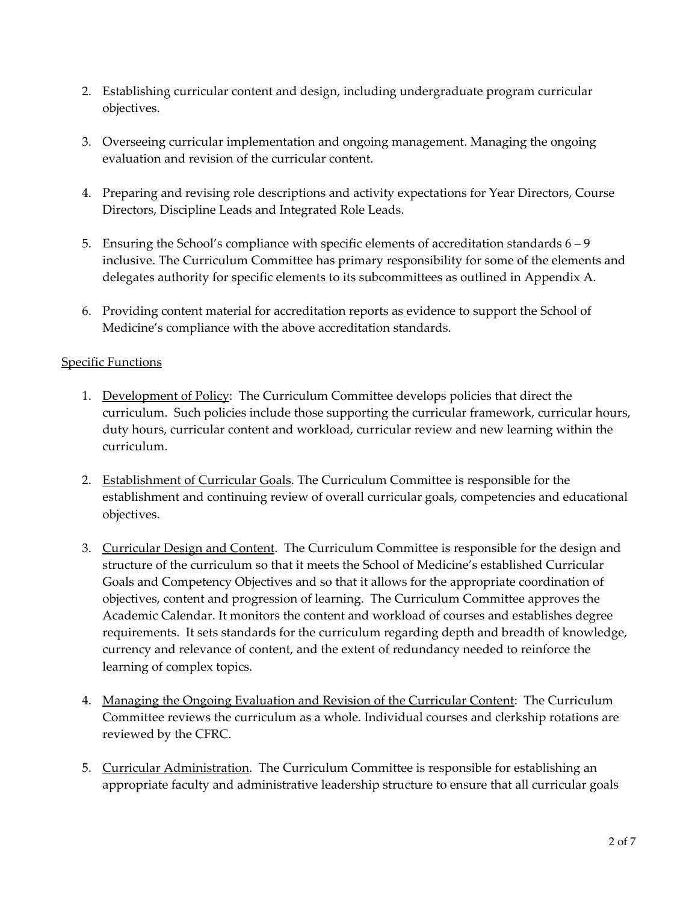2. Establishing curricular content and design, including undergraduate program curricular objectives.

3. Overseeing curricular implementation and ongoing management. Managing the ongoing evaluation and revision of the curricular content.

4. Preparing and revising role descriptions and activity expectations for Year Directors, Course Directors, Discipline Leads and Integrated Role Leads.

5. Ensuring the School's compliance with specific elements of accreditation standards 6 – 9 inclusive. The Curriculum Committee has primary responsibility for some of the elements and delegates authority for specific elements to its subcommittees as outlined in Appendix A.

6. Providing content material for accreditation reports as evidence to support the School of Medicine's compliance with the above accreditation standards.

<u>Specific Functions</u>

1. <u>Development of Policy</u>: The Curriculum Committee develops policies that direct the curriculum. Such policies include those supporting the curricular framework, curricular hours, duty hours, curricular content and workload, curricular review and new learning within the curriculum.

2. <u>Establishment of Curricular Goals</u>. The Curriculum Committee is responsible for the establishment and continuing review of overall curricular goals, competencies and educational objectives.

3. <u>Curricular Design and Content</u>. The Curriculum Committee is responsible for the design and structure of the curriculum so that it meets the School of Medicine's established Curricular Goals and Competency Objectives and so that it allows for the appropriate coordination of objectives, content and progression of learning. The Curriculum Committee approves the Academic Calendar. It monitors the content and workload of courses and establishes degree requirements. It sets standards for the curriculum regarding depth and breadth of knowledge, currency and relevance of content, and the extent of redundancy needed to reinforce the learning of complex topics.

4. <u>Managing the Ongoing Evaluation and Revision of the Curricular Content</u>: The Curriculum Committee reviews the curriculum as a whole. Individual courses and clerkship rotations are reviewed by the CFRC.

5. <u>Curricular Administration</u>. The Curriculum Committee is responsible for establishing an appropriate faculty and administrative leadership structure to ensure that all curricular goals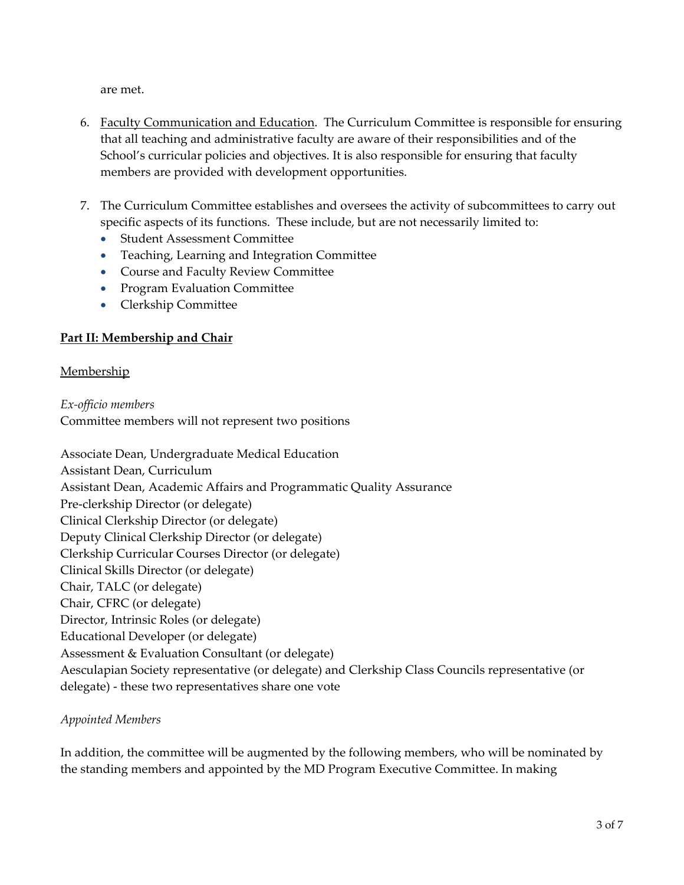are met.

6. Faculty Communication and Education. The Curriculum Committee is responsible for ensuring that all teaching and administrative faculty are aware of their responsibilities and of the School's curricular policies and objectives. It is also responsible for ensuring that faculty members are provided with development opportunities.

7. The Curriculum Committee establishes and oversees the activity of subcommittees to carry out specific aspects of its functions. These include, but are not necessarily limited to:
   - Student Assessment Committee
   - Teaching, Learning and Integration Committee
   - Course and Faculty Review Committee
   - Program Evaluation Committee
   - Clerkship Committee

## Part II: Membership and Chair

### Membership

*Ex-officio members*

Committee members will not represent two positions

Associate Dean, Undergraduate Medical Education
Assistant Dean, Curriculum
Assistant Dean, Academic Affairs and Programmatic Quality Assurance
Pre-clerkship Director (or delegate)
Clinical Clerkship Director (or delegate)
Deputy Clinical Clerkship Director (or delegate)
Clerkship Curricular Courses Director (or delegate)
Clinical Skills Director (or delegate)
Chair, TALC (or delegate)
Chair, CFRC (or delegate)
Director, Intrinsic Roles (or delegate)
Educational Developer (or delegate)
Assessment & Evaluation Consultant (or delegate)
Aesculapian Society representative (or delegate) and Clerkship Class Councils representative (or delegate) - these two representatives share one vote

*Appointed Members*

In addition, the committee will be augmented by the following members, who will be nominated by the standing members and appointed by the MD Program Executive Committee. In making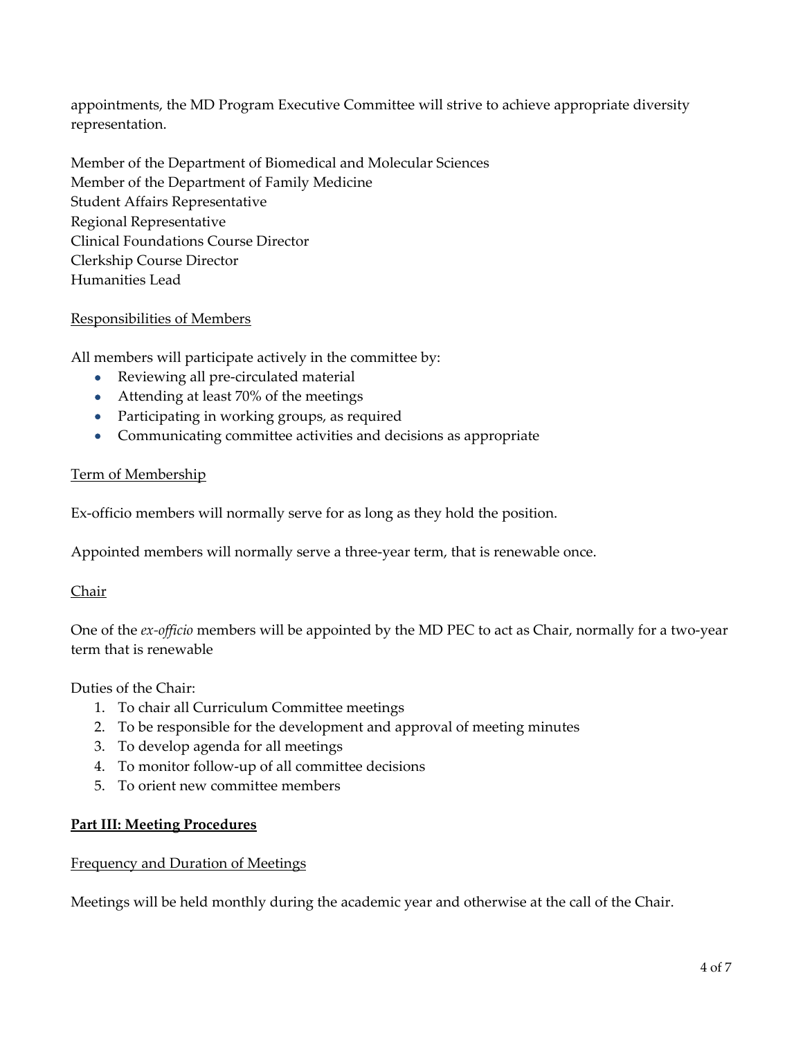appointments, the MD Program Executive Committee will strive to achieve appropriate diversity representation.

Member of the Department of Biomedical and Molecular Sciences
Member of the Department of Family Medicine
Student Affairs Representative
Regional Representative
Clinical Foundations Course Director
Clerkship Course Director
Humanities Lead

Responsibilities of Members

All members will participate actively in the committee by:

- Reviewing all pre-circulated material
- Attending at least 70% of the meetings
- Participating in working groups, as required
- Communicating committee activities and decisions as appropriate

Term of Membership

Ex-officio members will normally serve for as long as they hold the position.

Appointed members will normally serve a three-year term, that is renewable once.

Chair

One of the *ex-officio* members will be appointed by the MD PEC to act as Chair, normally for a two-year term that is renewable

Duties of the Chair:

1. To chair all Curriculum Committee meetings
2. To be responsible for the development and approval of meeting minutes
3. To develop agenda for all meetings
4. To monitor follow-up of all committee decisions
5. To orient new committee members

## Part III: Meeting Procedures

Frequency and Duration of Meetings

Meetings will be held monthly during the academic year and otherwise at the call of the Chair.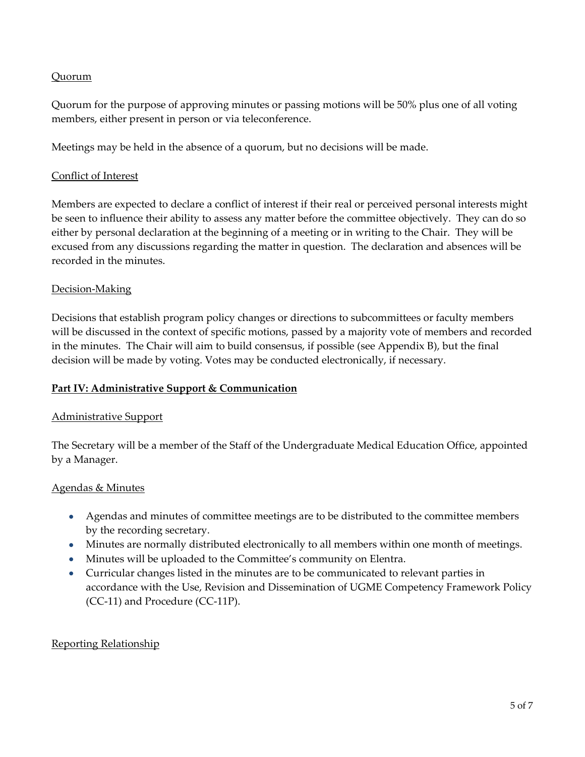Quorum

Quorum for the purpose of approving minutes or passing motions will be 50% plus one of all voting members, either present in person or via teleconference.

Meetings may be held in the absence of a quorum, but no decisions will be made.

Conflict of Interest

Members are expected to declare a conflict of interest if their real or perceived personal interests might be seen to influence their ability to assess any matter before the committee objectively. They can do so either by personal declaration at the beginning of a meeting or in writing to the Chair. They will be excused from any discussions regarding the matter in question. The declaration and absences will be recorded in the minutes.

Decision-Making

Decisions that establish program policy changes or directions to subcommittees or faculty members will be discussed in the context of specific motions, passed by a majority vote of members and recorded in the minutes. The Chair will aim to build consensus, if possible (see Appendix B), but the final decision will be made by voting. Votes may be conducted electronically, if necessary.

## Part IV: Administrative Support & Communication

Administrative Support

The Secretary will be a member of the Staff of the Undergraduate Medical Education Office, appointed by a Manager.

Agendas & Minutes

- Agendas and minutes of committee meetings are to be distributed to the committee members by the recording secretary.
- Minutes are normally distributed electronically to all members within one month of meetings.
- Minutes will be uploaded to the Committee's community on Elentra.
- Curricular changes listed in the minutes are to be communicated to relevant parties in accordance with the Use, Revision and Dissemination of UGME Competency Framework Policy (CC-11) and Procedure (CC-11P).

Reporting Relationship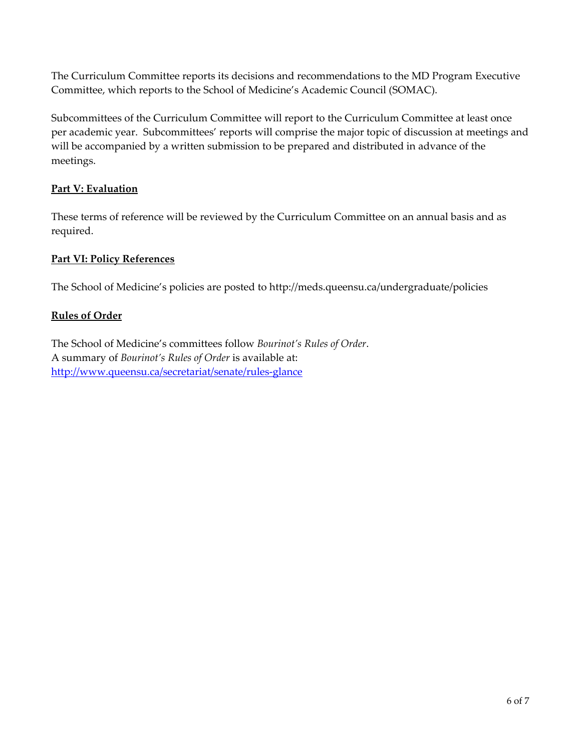The Curriculum Committee reports its decisions and recommendations to the MD Program Executive Committee, which reports to the School of Medicine's Academic Council (SOMAC).

Subcommittees of the Curriculum Committee will report to the Curriculum Committee at least once per academic year. Subcommittees' reports will comprise the major topic of discussion at meetings and will be accompanied by a written submission to be prepared and distributed in advance of the meetings.

## Part V: Evaluation

These terms of reference will be reviewed by the Curriculum Committee on an annual basis and as required.

## Part VI: Policy References

The School of Medicine's policies are posted to http://meds.queensu.ca/undergraduate/policies

## Rules of Order

The School of Medicine's committees follow *Bourinot's Rules of Order*.
A summary of *Bourinot's Rules of Order* is available at:
http://www.queensu.ca/secretariat/senate/rules-glance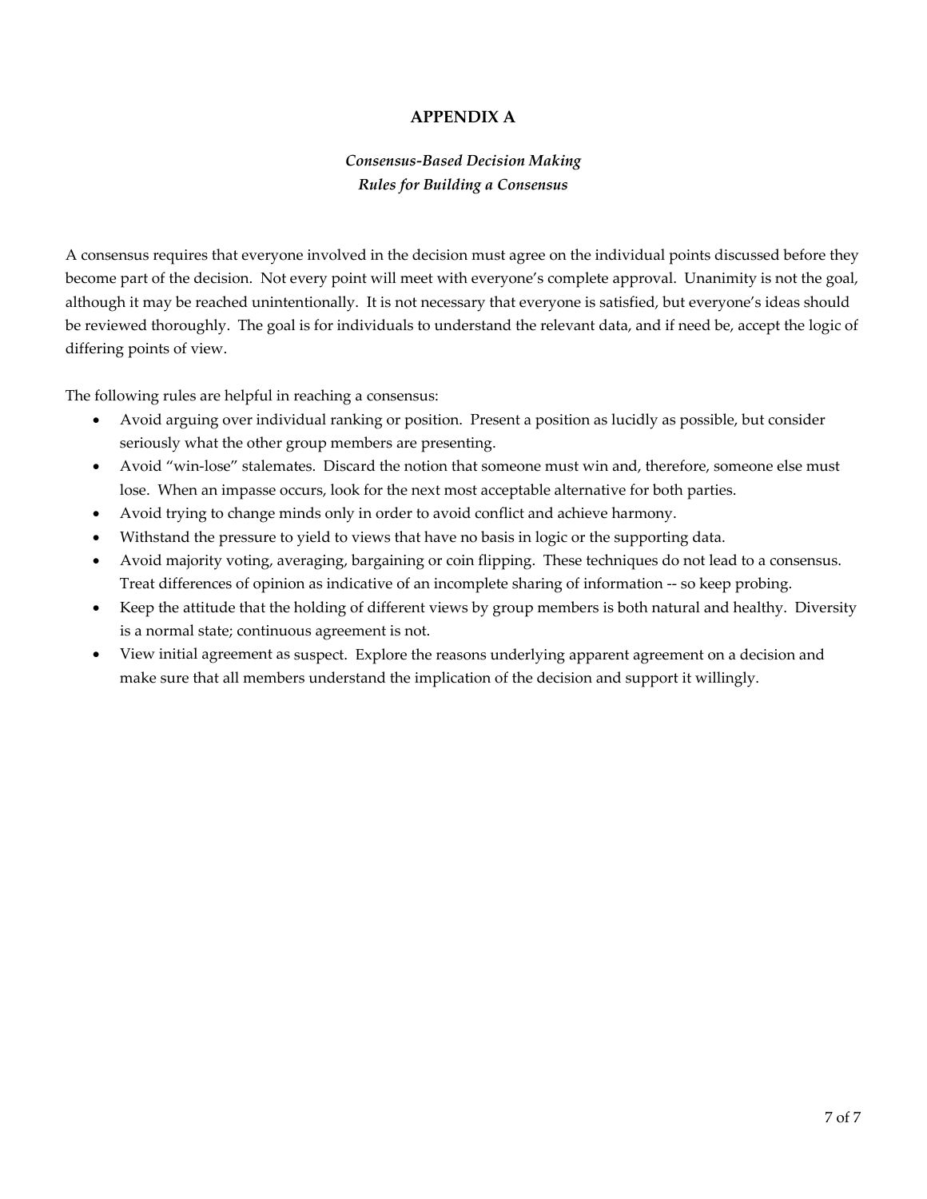## APPENDIX A

***Consensus-Based Decision Making***
***Rules for Building a Consensus***

A consensus requires that everyone involved in the decision must agree on the individual points discussed before they become part of the decision. Not every point will meet with everyone's complete approval. Unanimity is not the goal, although it may be reached unintentionally. It is not necessary that everyone is satisfied, but everyone's ideas should be reviewed thoroughly. The goal is for individuals to understand the relevant data, and if need be, accept the logic of differing points of view.

The following rules are helpful in reaching a consensus:

- Avoid arguing over individual ranking or position. Present a position as lucidly as possible, but consider seriously what the other group members are presenting.
- Avoid "win-lose" stalemates. Discard the notion that someone must win and, therefore, someone else must lose. When an impasse occurs, look for the next most acceptable alternative for both parties.
- Avoid trying to change minds only in order to avoid conflict and achieve harmony.
- Withstand the pressure to yield to views that have no basis in logic or the supporting data.
- Avoid majority voting, averaging, bargaining or coin flipping. These techniques do not lead to a consensus. Treat differences of opinion as indicative of an incomplete sharing of information -- so keep probing.
- Keep the attitude that the holding of different views by group members is both natural and healthy. Diversity is a normal state; continuous agreement is not.
- View initial agreement as suspect. Explore the reasons underlying apparent agreement on a decision and make sure that all members understand the implication of the decision and support it willingly.